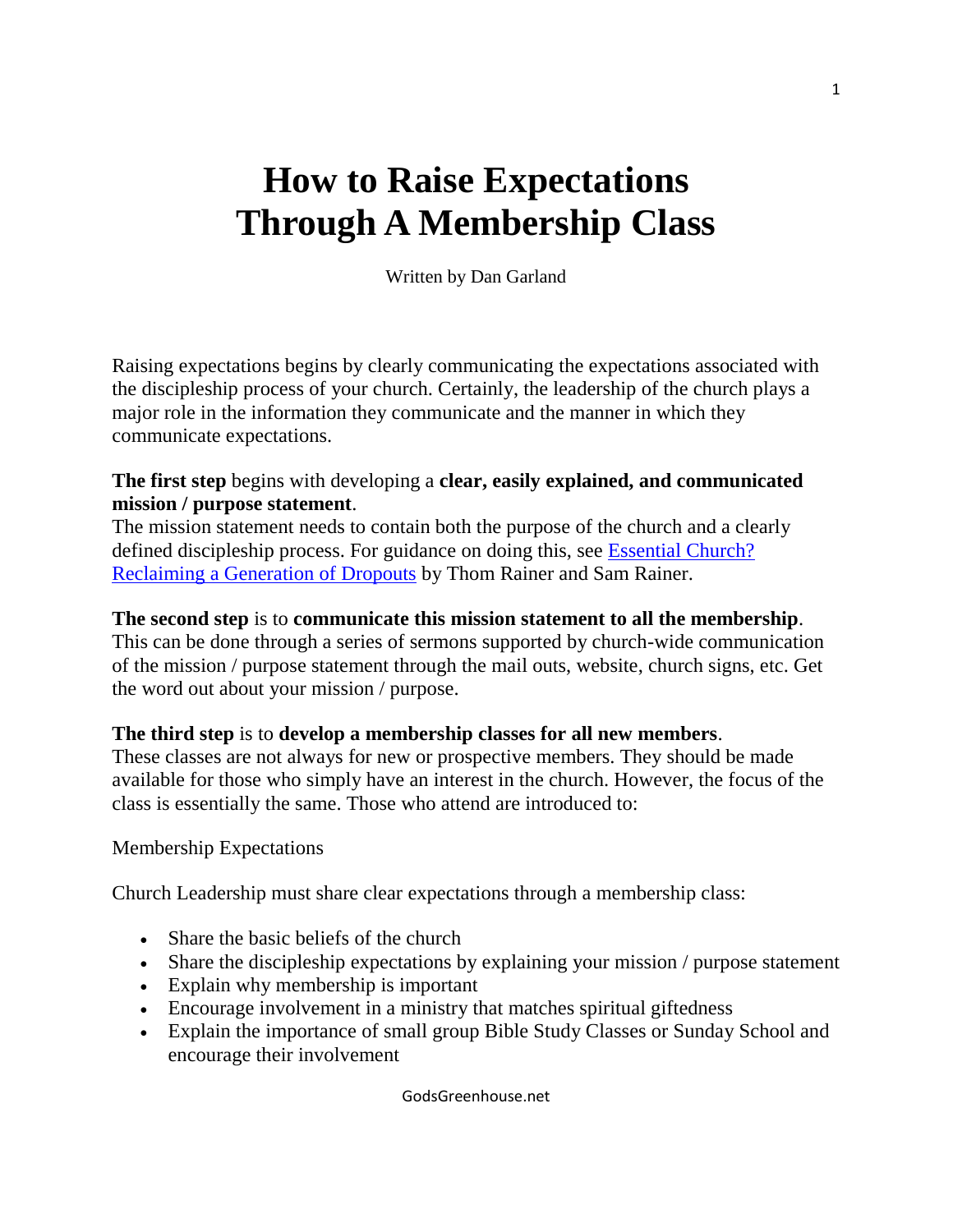# How to Raise Expectations Through A Membership Class

Written by Dan Garland

Raising expectations begins by clearly communicating the expectations associated with the discipleship process of your church. Certainly, the leadership of the church plays a major role in the information they communicate and the manner in which they communicate expectations.

**The first step** begins with developing a **clear, easily explained, and communicated mission / purpose statement**.
The mission statement needs to contain both the purpose of the church and a clearly defined discipleship process. For guidance on doing this, see Essential Church? Reclaiming a Generation of Dropouts by Thom Rainer and Sam Rainer.

**The second step** is to **communicate this mission statement to all the membership**.
This can be done through a series of sermons supported by church-wide communication of the mission / purpose statement through the mail outs, website, church signs, etc. Get the word out about your mission / purpose.

**The third step** is to **develop a membership classes for all new members**.
These classes are not always for new or prospective members. They should be made available for those who simply have an interest in the church. However, the focus of the class is essentially the same. Those who attend are introduced to:

Membership Expectations

Church Leadership must share clear expectations through a membership class:

- Share the basic beliefs of the church
- Share the discipleship expectations by explaining your mission / purpose statement
- Explain why membership is important
- Encourage involvement in a ministry that matches spiritual giftedness
- Explain the importance of small group Bible Study Classes or Sunday School and encourage their involvement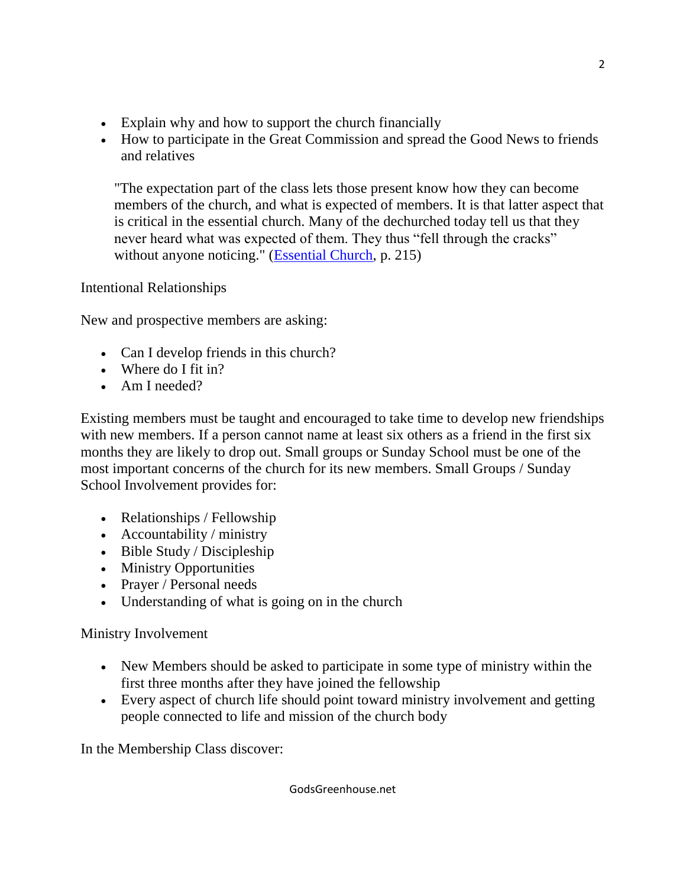- Explain why and how to support the church financially
- How to participate in the Great Commission and spread the Good News to friends and relatives

> "The expectation part of the class lets those present know how they can become members of the church, and what is expected of members. It is that latter aspect that is critical in the essential church. Many of the dechurched today tell us that they never heard what was expected of them. They thus "fell through the cracks" without anyone noticing." (Essential Church, p. 215)

Intentional Relationships

New and prospective members are asking:

- Can I develop friends in this church?
- Where do I fit in?
- Am I needed?

Existing members must be taught and encouraged to take time to develop new friendships with new members. If a person cannot name at least six others as a friend in the first six months they are likely to drop out. Small groups or Sunday School must be one of the most important concerns of the church for its new members. Small Groups / Sunday School Involvement provides for:

- Relationships / Fellowship
- Accountability / ministry
- Bible Study / Discipleship
- Ministry Opportunities
- Prayer / Personal needs
- Understanding of what is going on in the church

Ministry Involvement

- New Members should be asked to participate in some type of ministry within the first three months after they have joined the fellowship
- Every aspect of church life should point toward ministry involvement and getting people connected to life and mission of the church body

In the Membership Class discover: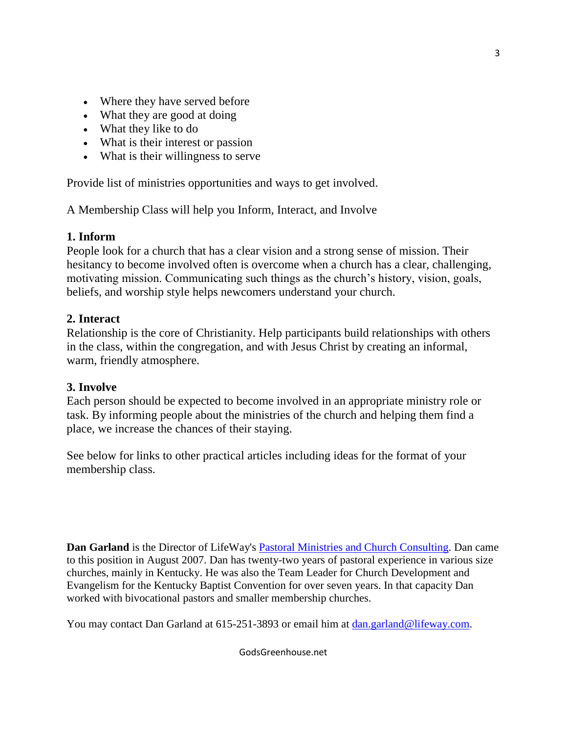- Where they have served before
- What they are good at doing
- What they like to do
- What is their interest or passion
- What is their willingness to serve

Provide list of ministries opportunities and ways to get involved.

A Membership Class will help you Inform, Interact, and Involve

**1. Inform**

People look for a church that has a clear vision and a strong sense of mission. Their hesitancy to become involved often is overcome when a church has a clear, challenging, motivating mission. Communicating such things as the church's history, vision, goals, beliefs, and worship style helps newcomers understand your church.

**2. Interact**

Relationship is the core of Christianity. Help participants build relationships with others in the class, within the congregation, and with Jesus Christ by creating an informal, warm, friendly atmosphere.

**3. Involve**

Each person should be expected to become involved in an appropriate ministry role or task. By informing people about the ministries of the church and helping them find a place, we increase the chances of their staying.

See below for links to other practical articles including ideas for the format of your membership class.

**Dan Garland** is the Director of LifeWay's Pastoral Ministries and Church Consulting. Dan came to this position in August 2007. Dan has twenty-two years of pastoral experience in various size churches, mainly in Kentucky. He was also the Team Leader for Church Development and Evangelism for the Kentucky Baptist Convention for over seven years. In that capacity Dan worked with bivocational pastors and smaller membership churches.

You may contact Dan Garland at 615-251-3893 or email him at dan.garland@lifeway.com.

GodsGreenhouse.net